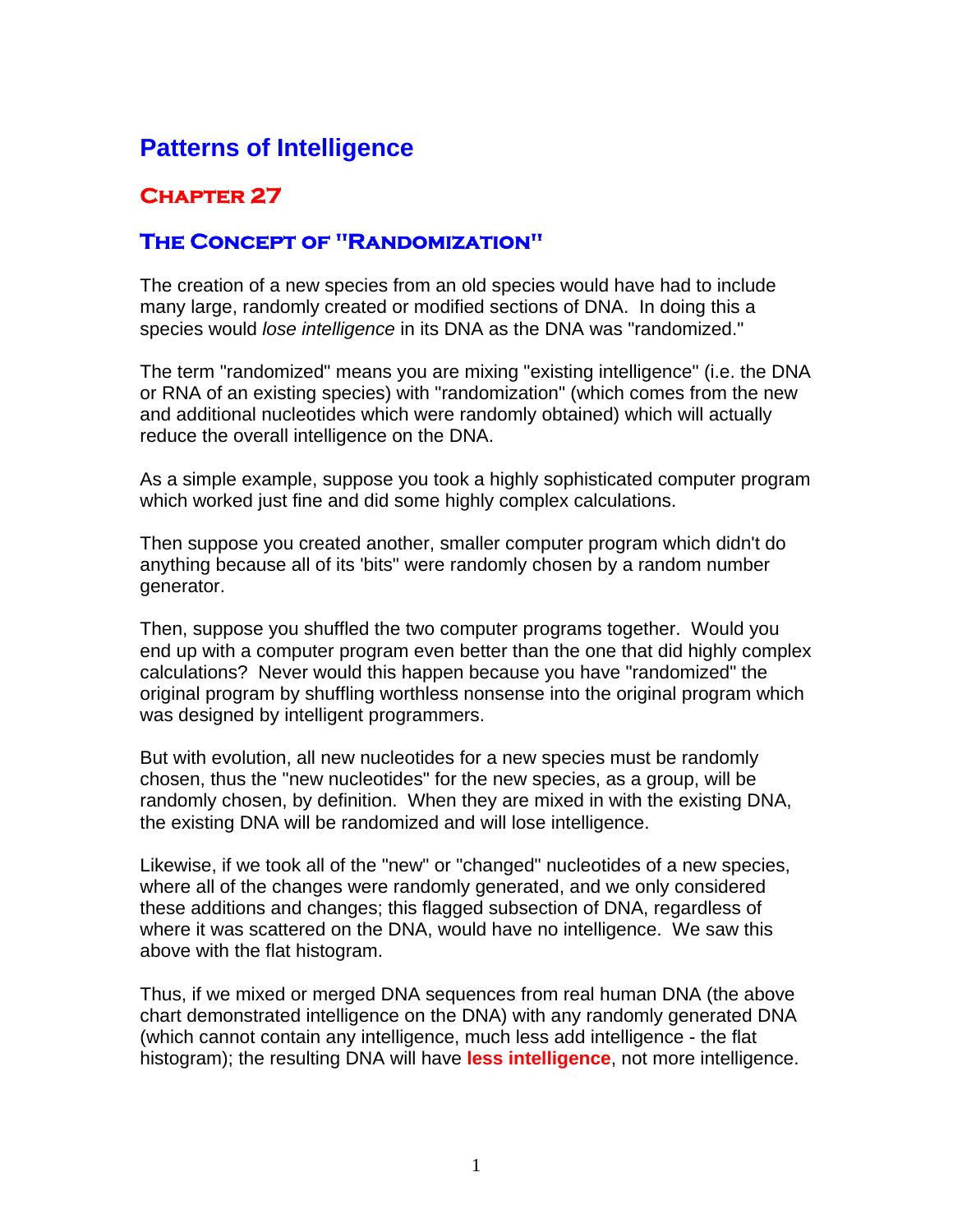# Patterns of Intelligence

## Chapter 27

### The Concept of "Randomization"

The creation of a new species from an old species would have had to include many large, randomly created or modified sections of DNA. In doing this a species would *lose intelligence* in its DNA as the DNA was "randomized."

The term "randomized" means you are mixing "existing intelligence" (i.e. the DNA or RNA of an existing species) with "randomization" (which comes from the new and additional nucleotides which were randomly obtained) which will actually reduce the overall intelligence on the DNA.

As a simple example, suppose you took a highly sophisticated computer program which worked just fine and did some highly complex calculations.

Then suppose you created another, smaller computer program which didn't do anything because all of its 'bits" were randomly chosen by a random number generator.

Then, suppose you shuffled the two computer programs together. Would you end up with a computer program even better than the one that did highly complex calculations? Never would this happen because you have "randomized" the original program by shuffling worthless nonsense into the original program which was designed by intelligent programmers.

But with evolution, all new nucleotides for a new species must be randomly chosen, thus the "new nucleotides" for the new species, as a group, will be randomly chosen, by definition. When they are mixed in with the existing DNA, the existing DNA will be randomized and will lose intelligence.

Likewise, if we took all of the "new" or "changed" nucleotides of a new species, where all of the changes were randomly generated, and we only considered these additions and changes; this flagged subsection of DNA, regardless of where it was scattered on the DNA, would have no intelligence. We saw this above with the flat histogram.

Thus, if we mixed or merged DNA sequences from real human DNA (the above chart demonstrated intelligence on the DNA) with any randomly generated DNA (which cannot contain any intelligence, much less add intelligence - the flat histogram); the resulting DNA will have **less intelligence**, not more intelligence.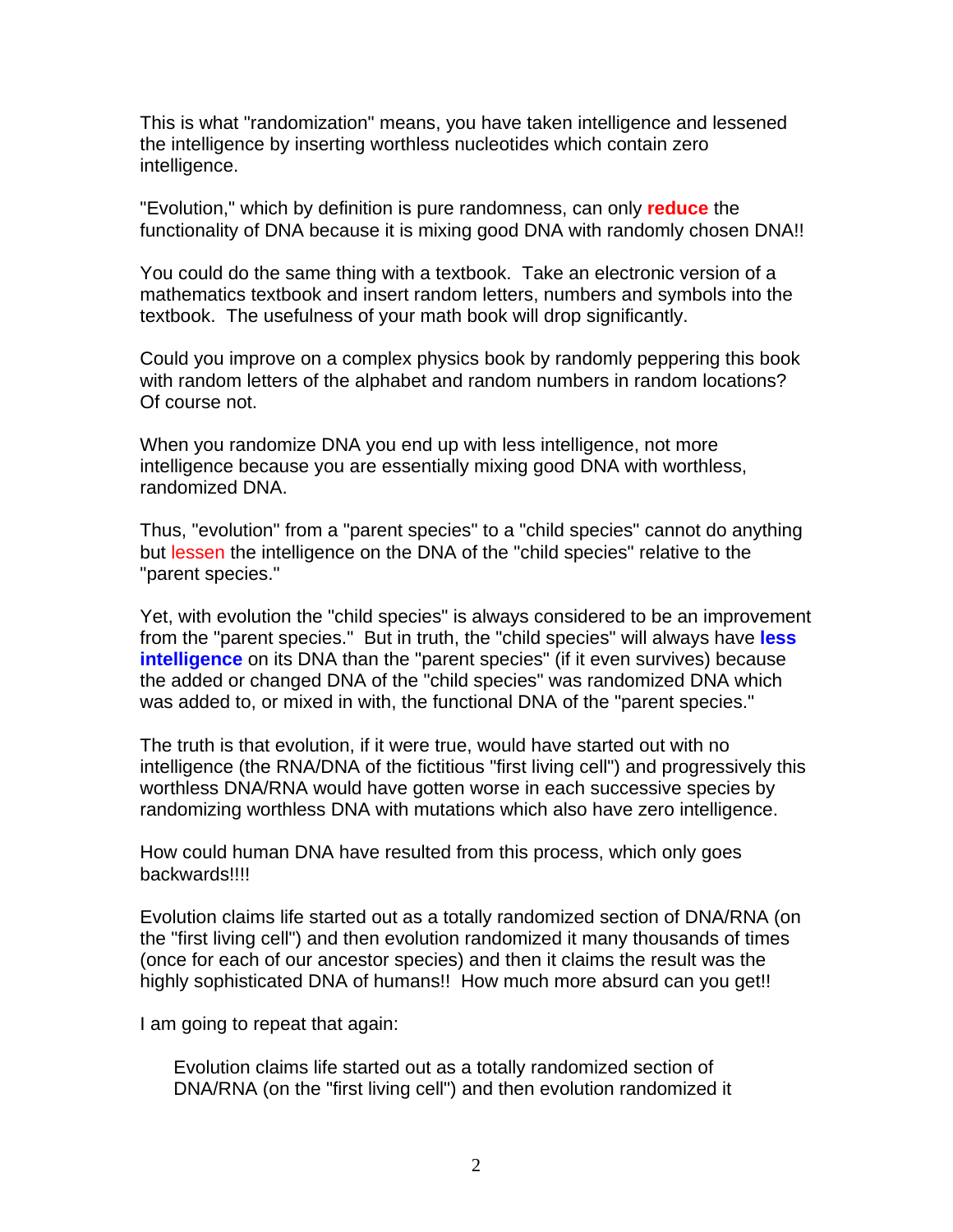This is what "randomization" means, you have taken intelligence and lessened the intelligence by inserting worthless nucleotides which contain zero intelligence.

"Evolution," which by definition is pure randomness, can only **reduce** the functionality of DNA because it is mixing good DNA with randomly chosen DNA!!

You could do the same thing with a textbook. Take an electronic version of a mathematics textbook and insert random letters, numbers and symbols into the textbook. The usefulness of your math book will drop significantly.

Could you improve on a complex physics book by randomly peppering this book with random letters of the alphabet and random numbers in random locations? Of course not.

When you randomize DNA you end up with less intelligence, not more intelligence because you are essentially mixing good DNA with worthless, randomized DNA.

Thus, "evolution" from a "parent species" to a "child species" cannot do anything but lessen the intelligence on the DNA of the "child species" relative to the "parent species."

Yet, with evolution the "child species" is always considered to be an improvement from the "parent species." But in truth, the "child species" will always have **less intelligence** on its DNA than the "parent species" (if it even survives) because the added or changed DNA of the "child species" was randomized DNA which was added to, or mixed in with, the functional DNA of the "parent species."

The truth is that evolution, if it were true, would have started out with no intelligence (the RNA/DNA of the fictitious "first living cell") and progressively this worthless DNA/RNA would have gotten worse in each successive species by randomizing worthless DNA with mutations which also have zero intelligence.

How could human DNA have resulted from this process, which only goes backwards!!!!

Evolution claims life started out as a totally randomized section of DNA/RNA (on the "first living cell") and then evolution randomized it many thousands of times (once for each of our ancestor species) and then it claims the result was the highly sophisticated DNA of humans!! How much more absurd can you get!!

I am going to repeat that again:

> Evolution claims life started out as a totally randomized section of DNA/RNA (on the "first living cell") and then evolution randomized it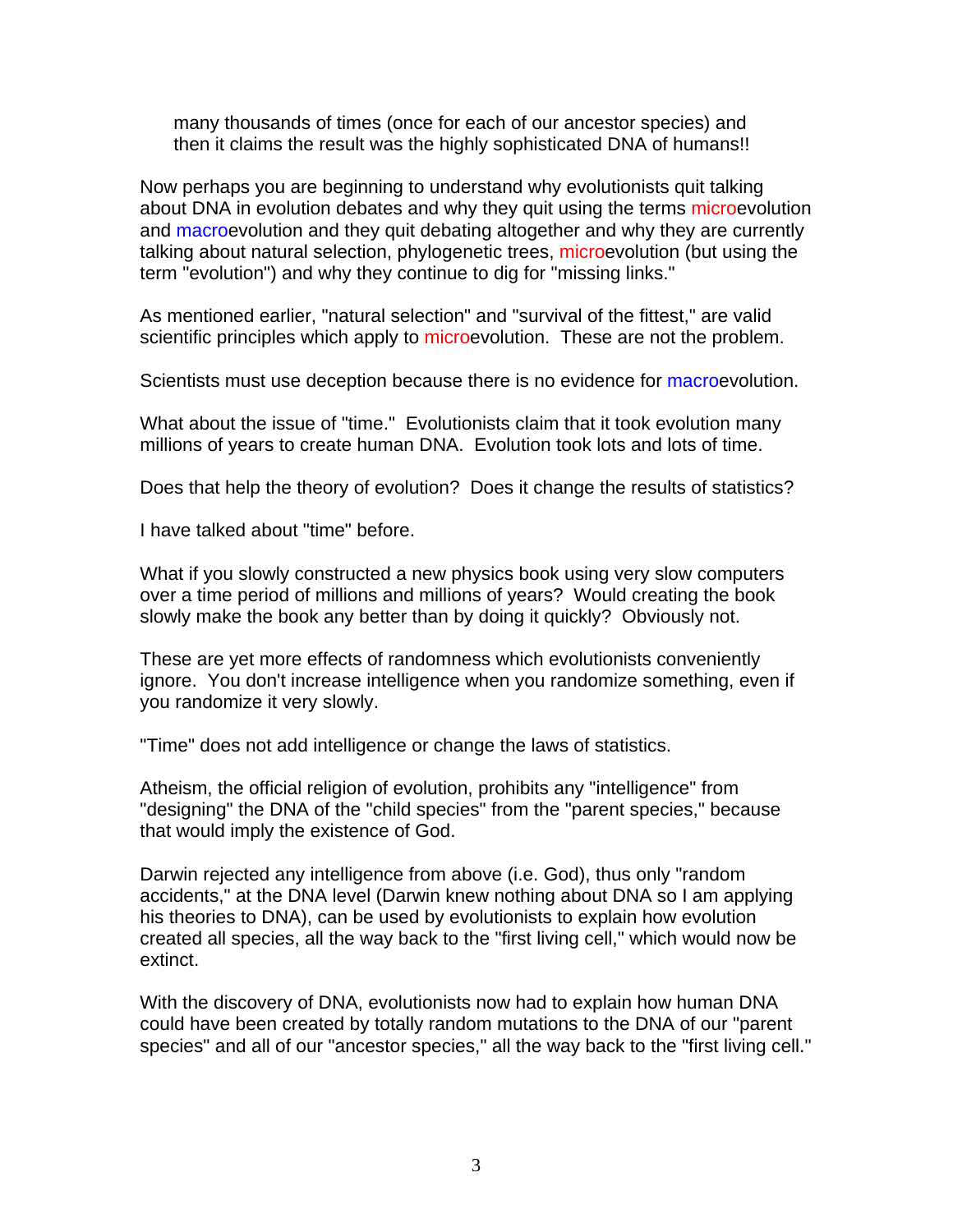many thousands of times (once for each of our ancestor species) and then it claims the result was the highly sophisticated DNA of humans!!

Now perhaps you are beginning to understand why evolutionists quit talking about DNA in evolution debates and why they quit using the terms microevolution and macroevolution and they quit debating altogether and why they are currently talking about natural selection, phylogenetic trees, microevolution (but using the term "evolution") and why they continue to dig for "missing links."

As mentioned earlier, "natural selection" and "survival of the fittest," are valid scientific principles which apply to microevolution.  These are not the problem.

Scientists must use deception because there is no evidence for macroevolution.

What about the issue of "time."  Evolutionists claim that it took evolution many millions of years to create human DNA.  Evolution took lots and lots of time.

Does that help the theory of evolution?  Does it change the results of statistics?

I have talked about "time" before.

What if you slowly constructed a new physics book using very slow computers over a time period of millions and millions of years?  Would creating the book slowly make the book any better than by doing it quickly?  Obviously not.

These are yet more effects of randomness which evolutionists conveniently ignore.  You don't increase intelligence when you randomize something, even if you randomize it very slowly.

"Time" does not add intelligence or change the laws of statistics.

Atheism, the official religion of evolution, prohibits any "intelligence" from "designing" the DNA of the "child species" from the "parent species," because that would imply the existence of God.

Darwin rejected any intelligence from above (i.e. God), thus only "random accidents," at the DNA level (Darwin knew nothing about DNA so I am applying his theories to DNA), can be used by evolutionists to explain how evolution created all species, all the way back to the "first living cell," which would now be extinct.

With the discovery of DNA, evolutionists now had to explain how human DNA could have been created by totally random mutations to the DNA of our "parent species" and all of our "ancestor species," all the way back to the "first living cell."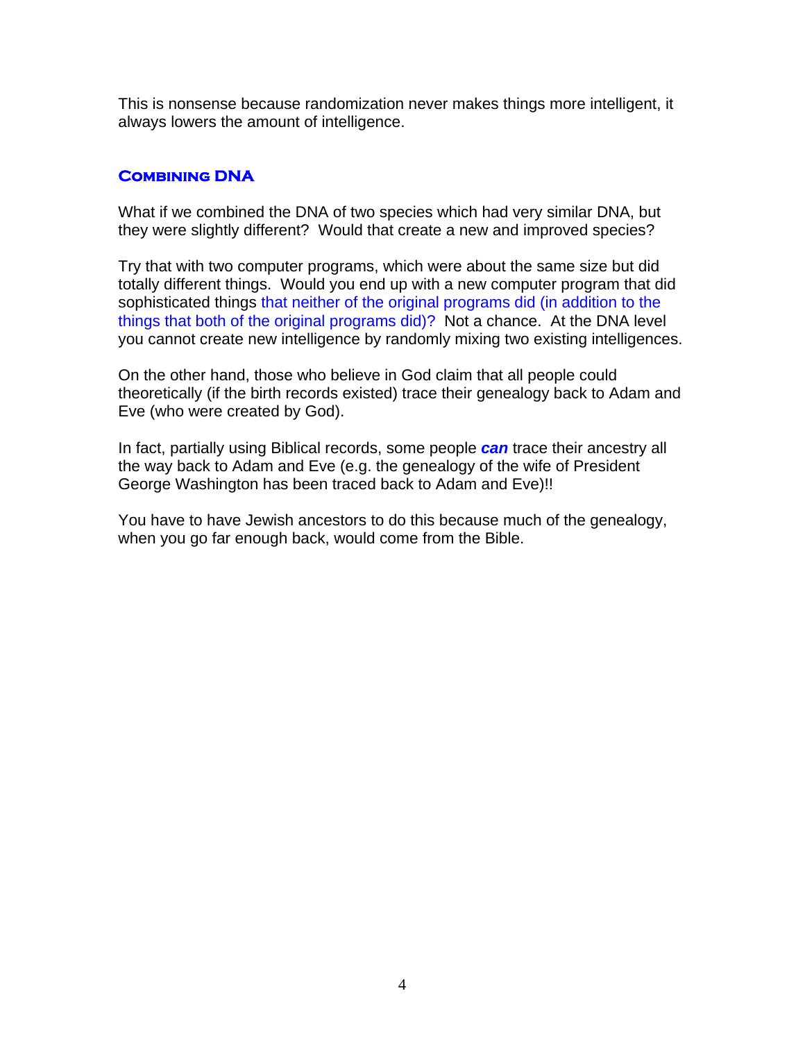This is nonsense because randomization never makes things more intelligent, it always lowers the amount of intelligence.

### Combining DNA

What if we combined the DNA of two species which had very similar DNA, but they were slightly different? Would that create a new and improved species?

Try that with two computer programs, which were about the same size but did totally different things. Would you end up with a new computer program that did sophisticated things that neither of the original programs did (in addition to the things that both of the original programs did)? Not a chance. At the DNA level you cannot create new intelligence by randomly mixing two existing intelligences.

On the other hand, those who believe in God claim that all people could theoretically (if the birth records existed) trace their genealogy back to Adam and Eve (who were created by God).

In fact, partially using Biblical records, some people ***can*** trace their ancestry all the way back to Adam and Eve (e.g. the genealogy of the wife of President George Washington has been traced back to Adam and Eve)!!

You have to have Jewish ancestors to do this because much of the genealogy, when you go far enough back, would come from the Bible.